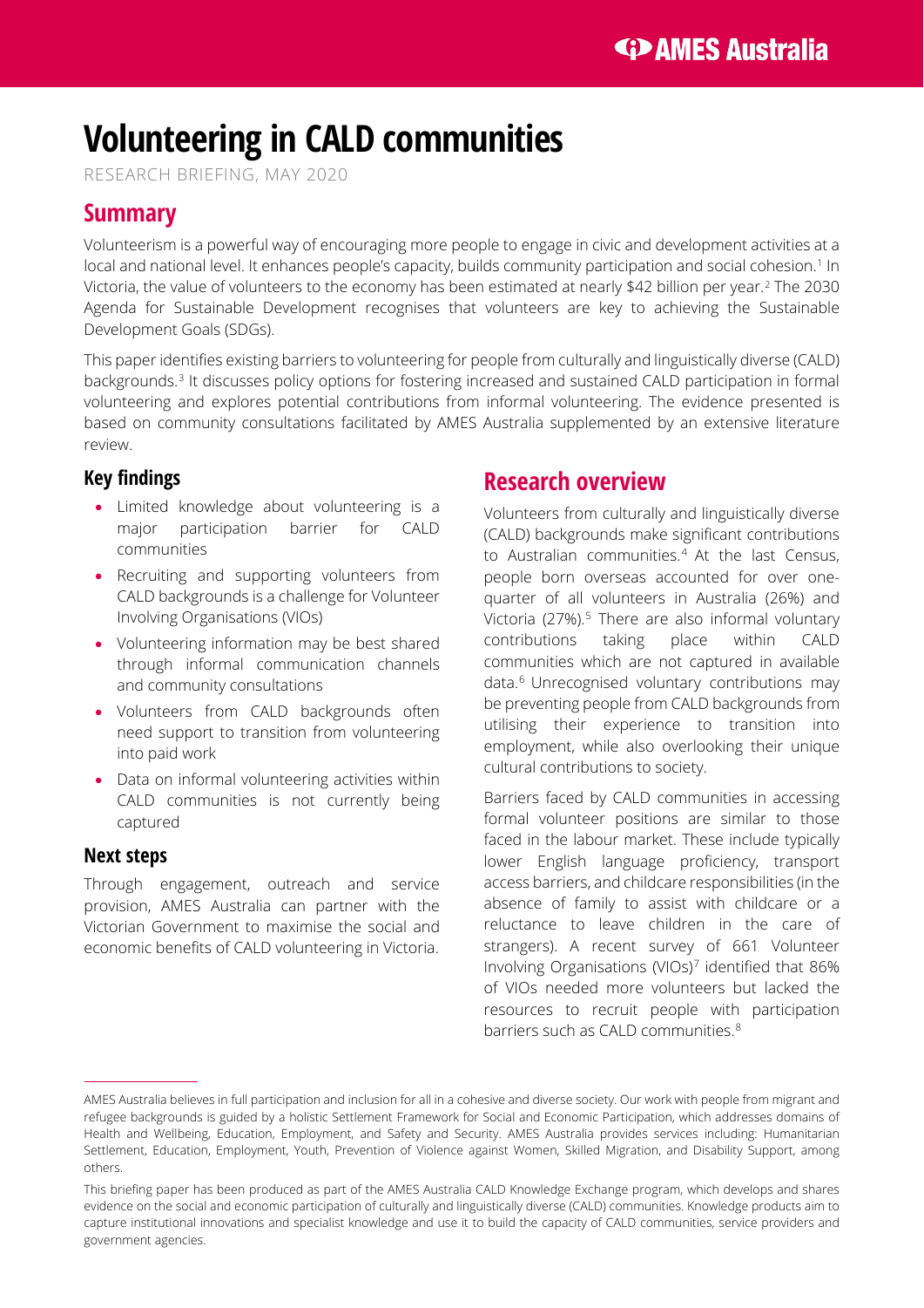# Volunteering in CALD communities

RESEARCH BRIEFING, MAY 2020

## Summary

Volunteerism is a powerful way of encouraging more people to engage in civic and development activities at a local and national level. It enhances people's capacity, builds community participation and social cohesion.[1] In Victoria, the value of volunteers to the economy has been estimated at nearly $42 billion per year.[2] The 2030 Agenda for Sustainable Development recognises that volunteers are key to achieving the Sustainable Development Goals (SDGs).

This paper identifies existing barriers to volunteering for people from culturally and linguistically diverse (CALD) backgrounds.[3] It discusses policy options for fostering increased and sustained CALD participation in formal volunteering and explores potential contributions from informal volunteering. The evidence presented is based on community consultations facilitated by AMES Australia supplemented by an extensive literature review.

### Key findings

- Limited knowledge about volunteering is a major participation barrier for CALD communities
- Recruiting and supporting volunteers from CALD backgrounds is a challenge for Volunteer Involving Organisations (VIOs)
- Volunteering information may be best shared through informal communication channels and community consultations
- Volunteers from CALD backgrounds often need support to transition from volunteering into paid work
- Data on informal volunteering activities within CALD communities is not currently being captured

### Next steps

Through engagement, outreach and service provision, AMES Australia can partner with the Victorian Government to maximise the social and economic benefits of CALD volunteering in Victoria.

## Research overview

Volunteers from culturally and linguistically diverse (CALD) backgrounds make significant contributions to Australian communities.[4] At the last Census, people born overseas accounted for over one-quarter of all volunteers in Australia (26%) and Victoria (27%).[5] There are also informal voluntary contributions taking place within CALD communities which are not captured in available data.[6] Unrecognised voluntary contributions may be preventing people from CALD backgrounds from utilising their experience to transition into employment, while also overlooking their unique cultural contributions to society.

Barriers faced by CALD communities in accessing formal volunteer positions are similar to those faced in the labour market. These include typically lower English language proficiency, transport access barriers, and childcare responsibilities (in the absence of family to assist with childcare or a reluctance to leave children in the care of strangers). A recent survey of 661 Volunteer Involving Organisations (VIOs)[7] identified that 86% of VIOs needed more volunteers but lacked the resources to recruit people with participation barriers such as CALD communities.[8]

---

AMES Australia believes in full participation and inclusion for all in a cohesive and diverse society. Our work with people from migrant and refugee backgrounds is guided by a holistic Settlement Framework for Social and Economic Participation, which addresses domains of Health and Wellbeing, Education, Employment, and Safety and Security. AMES Australia provides services including: Humanitarian Settlement, Education, Employment, Youth, Prevention of Violence against Women, Skilled Migration, and Disability Support, among others.

This briefing paper has been produced as part of the AMES Australia CALD Knowledge Exchange program, which develops and shares evidence on the social and economic participation of culturally and linguistically diverse (CALD) communities. Knowledge products aim to capture institutional innovations and specialist knowledge and use it to build the capacity of CALD communities, service providers and government agencies.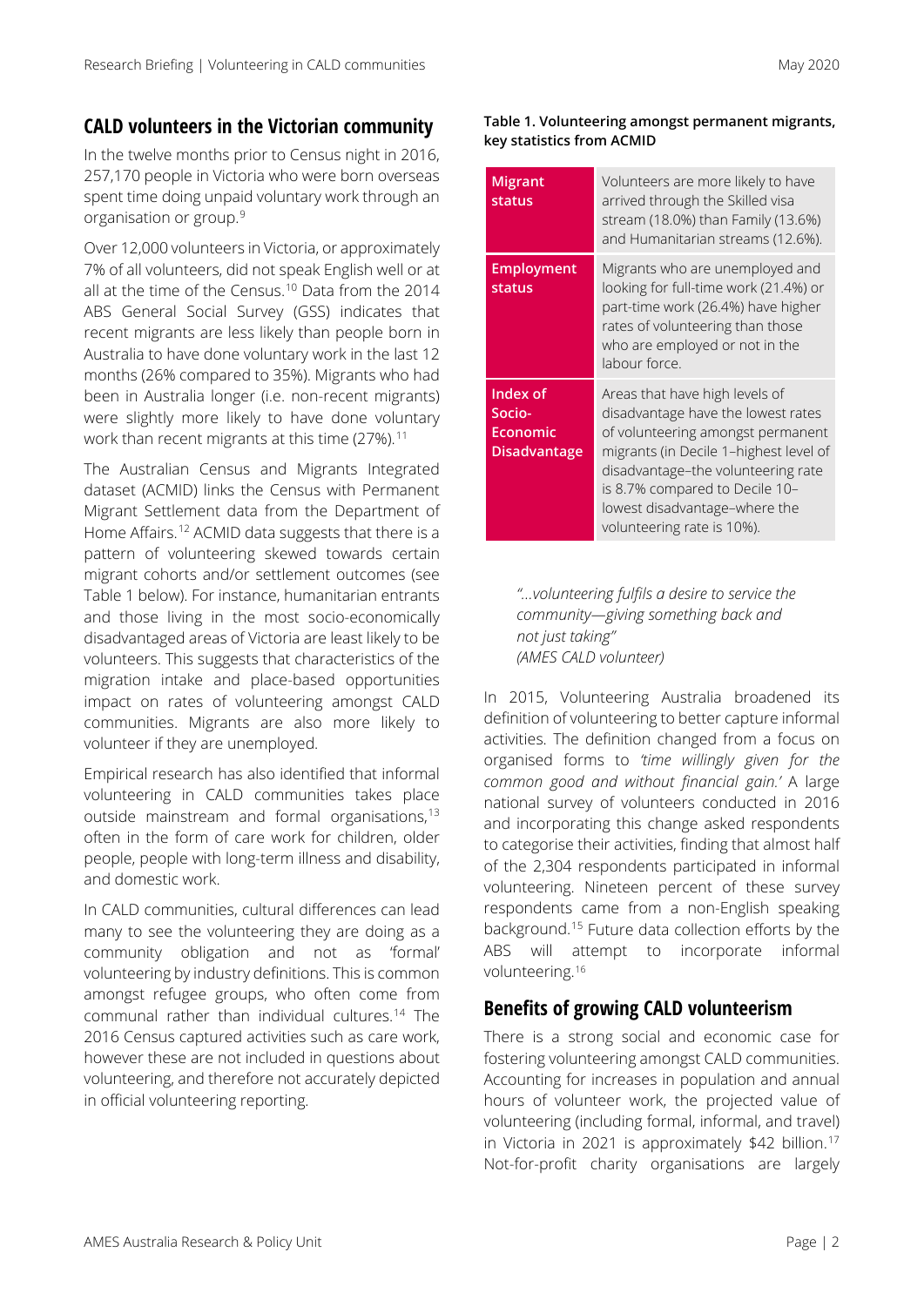## CALD volunteers in the Victorian community

In the twelve months prior to Census night in 2016, 257,170 people in Victoria who were born overseas spent time doing unpaid voluntary work through an organisation or group.[9]

Over 12,000 volunteers in Victoria, or approximately 7% of all volunteers, did not speak English well or at all at the time of the Census.[10] Data from the 2014 ABS General Social Survey (GSS) indicates that recent migrants are less likely than people born in Australia to have done voluntary work in the last 12 months (26% compared to 35%). Migrants who had been in Australia longer (i.e. non-recent migrants) were slightly more likely to have done voluntary work than recent migrants at this time (27%).[11]

The Australian Census and Migrants Integrated dataset (ACMID) links the Census with Permanent Migrant Settlement data from the Department of Home Affairs.[12] ACMID data suggests that there is a pattern of volunteering skewed towards certain migrant cohorts and/or settlement outcomes (see Table 1 below). For instance, humanitarian entrants and those living in the most socio-economically disadvantaged areas of Victoria are least likely to be volunteers. This suggests that characteristics of the migration intake and place-based opportunities impact on rates of volunteering amongst CALD communities. Migrants are also more likely to volunteer if they are unemployed.

Empirical research has also identified that informal volunteering in CALD communities takes place outside mainstream and formal organisations,[13] often in the form of care work for children, older people, people with long-term illness and disability, and domestic work.

In CALD communities, cultural differences can lead many to see the volunteering they are doing as a community obligation and not as 'formal' volunteering by industry definitions. This is common amongst refugee groups, who often come from communal rather than individual cultures.[14] The 2016 Census captured activities such as care work, however these are not included in questions about volunteering, and therefore not accurately depicted in official volunteering reporting.

**Table 1. Volunteering amongst permanent migrants, key statistics from ACMID**

| | |
|---|---|
| **Migrant status** | Volunteers are more likely to have arrived through the Skilled visa stream (18.0%) than Family (13.6%) and Humanitarian streams (12.6%). |
| **Employment status** | Migrants who are unemployed and looking for full-time work (21.4%) or part-time work (26.4%) have higher rates of volunteering than those who are employed or not in the labour force. |
| **Index of Socio-Economic Disadvantage** | Areas that have high levels of disadvantage have the lowest rates of volunteering amongst permanent migrants (in Decile 1–highest level of disadvantage–the volunteering rate is 8.7% compared to Decile 10–lowest disadvantage–where the volunteering rate is 10%). |

> *"…volunteering fulfils a desire to service the community—giving something back and not just taking"*
> *(AMES CALD volunteer)*

In 2015, Volunteering Australia broadened its definition of volunteering to better capture informal activities. The definition changed from a focus on organised forms to *'time willingly given for the common good and without financial gain.'* A large national survey of volunteers conducted in 2016 and incorporating this change asked respondents to categorise their activities, finding that almost half of the 2,304 respondents participated in informal volunteering. Nineteen percent of these survey respondents came from a non-English speaking background.[15] Future data collection efforts by the ABS will attempt to incorporate informal volunteering.[16]

## Benefits of growing CALD volunteerism

There is a strong social and economic case for fostering volunteering amongst CALD communities. Accounting for increases in population and annual hours of volunteer work, the projected value of volunteering (including formal, informal, and travel) in Victoria in 2021 is approximately $42 billion.[17] Not-for-profit charity organisations are largely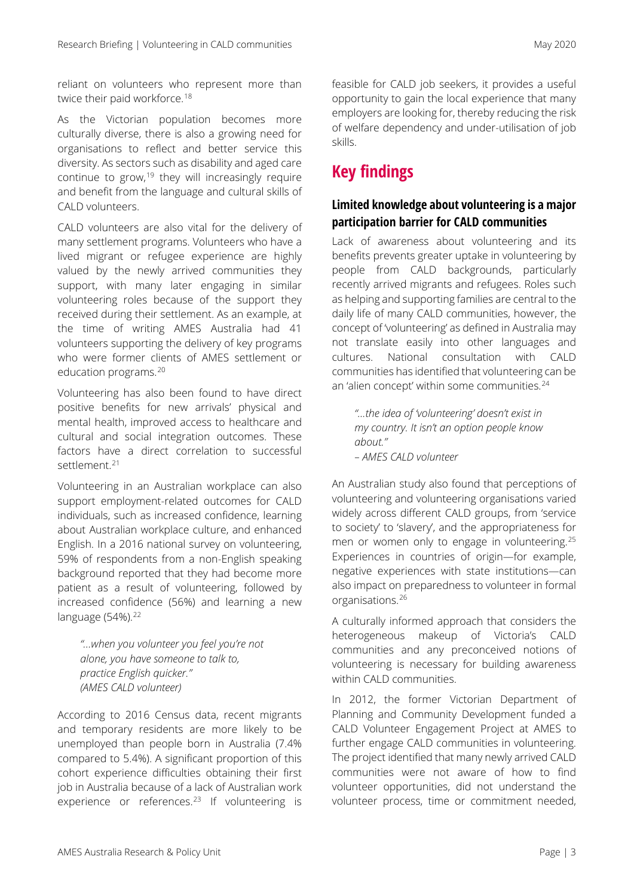reliant on volunteers who represent more than twice their paid workforce.[18]

As the Victorian population becomes more culturally diverse, there is also a growing need for organisations to reflect and better service this diversity. As sectors such as disability and aged care continue to grow,[19] they will increasingly require and benefit from the language and cultural skills of CALD volunteers.

CALD volunteers are also vital for the delivery of many settlement programs. Volunteers who have a lived migrant or refugee experience are highly valued by the newly arrived communities they support, with many later engaging in similar volunteering roles because of the support they received during their settlement. As an example, at the time of writing AMES Australia had 41 volunteers supporting the delivery of key programs who were former clients of AMES settlement or education programs.[20]

Volunteering has also been found to have direct positive benefits for new arrivals' physical and mental health, improved access to healthcare and cultural and social integration outcomes. These factors have a direct correlation to successful settlement.[21]

Volunteering in an Australian workplace can also support employment-related outcomes for CALD individuals, such as increased confidence, learning about Australian workplace culture, and enhanced English. In a 2016 national survey on volunteering, 59% of respondents from a non-English speaking background reported that they had become more patient as a result of volunteering, followed by increased confidence (56%) and learning a new language (54%).[22]

> *"...when you volunteer you feel you're not alone, you have someone to talk to, practice English quicker."*
> *(AMES CALD volunteer)*

According to 2016 Census data, recent migrants and temporary residents are more likely to be unemployed than people born in Australia (7.4% compared to 5.4%). A significant proportion of this cohort experience difficulties obtaining their first job in Australia because of a lack of Australian work experience or references.[23] If volunteering is feasible for CALD job seekers, it provides a useful opportunity to gain the local experience that many employers are looking for, thereby reducing the risk of welfare dependency and under-utilisation of job skills.

## Key findings

### Limited knowledge about volunteering is a major participation barrier for CALD communities

Lack of awareness about volunteering and its benefits prevents greater uptake in volunteering by people from CALD backgrounds, particularly recently arrived migrants and refugees. Roles such as helping and supporting families are central to the daily life of many CALD communities, however, the concept of 'volunteering' as defined in Australia may not translate easily into other languages and cultures. National consultation with CALD communities has identified that volunteering can be an 'alien concept' within some communities.[24]

> *"...the idea of 'volunteering' doesn't exist in my country. It isn't an option people know about."*
> *– AMES CALD volunteer*

An Australian study also found that perceptions of volunteering and volunteering organisations varied widely across different CALD groups, from 'service to society' to 'slavery', and the appropriateness for men or women only to engage in volunteering.[25] Experiences in countries of origin—for example, negative experiences with state institutions—can also impact on preparedness to volunteer in formal organisations.[26]

A culturally informed approach that considers the heterogeneous makeup of Victoria's CALD communities and any preconceived notions of volunteering is necessary for building awareness within CALD communities.

In 2012, the former Victorian Department of Planning and Community Development funded a CALD Volunteer Engagement Project at AMES to further engage CALD communities in volunteering. The project identified that many newly arrived CALD communities were not aware of how to find volunteer opportunities, did not understand the volunteer process, time or commitment needed,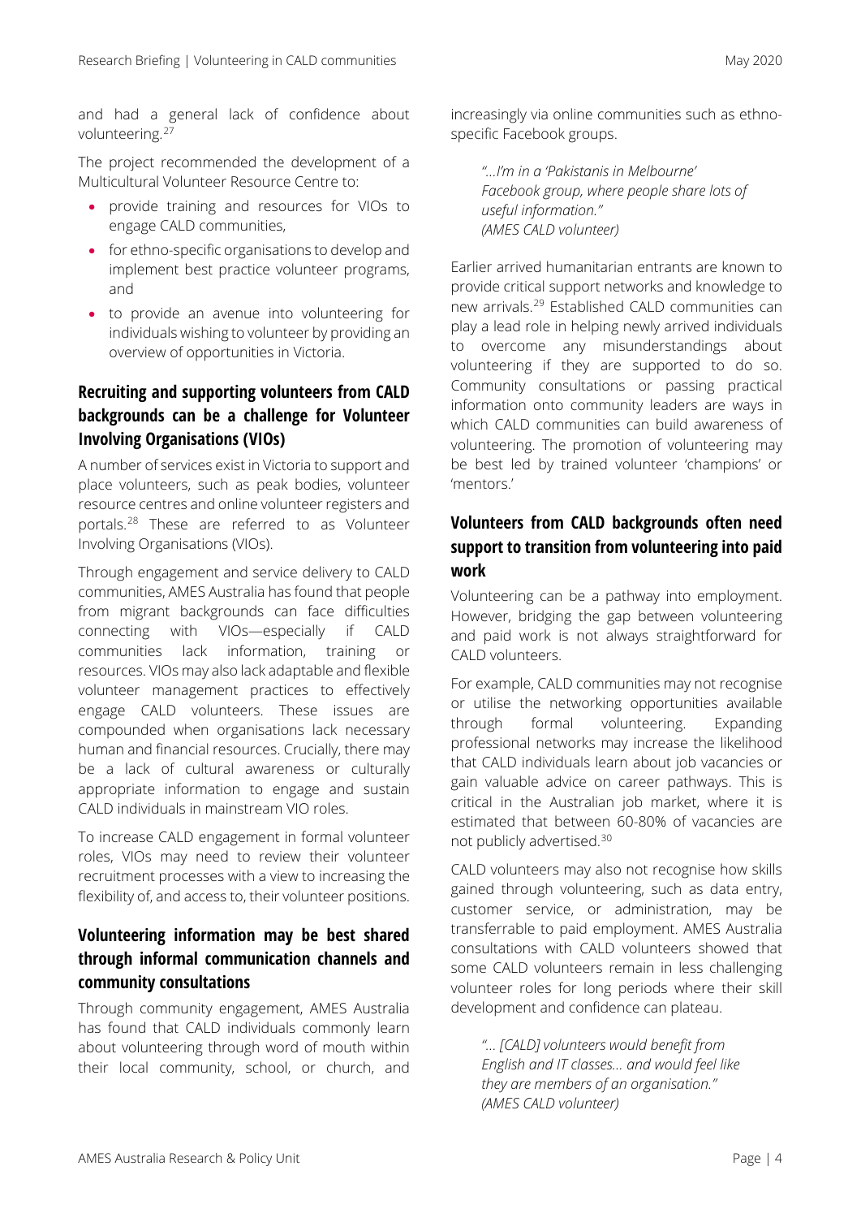and had a general lack of confidence about volunteering.[27]

The project recommended the development of a Multicultural Volunteer Resource Centre to:

- provide training and resources for VIOs to engage CALD communities,
- for ethno-specific organisations to develop and implement best practice volunteer programs, and
- to provide an avenue into volunteering for individuals wishing to volunteer by providing an overview of opportunities in Victoria.

## Recruiting and supporting volunteers from CALD backgrounds can be a challenge for Volunteer Involving Organisations (VIOs)

A number of services exist in Victoria to support and place volunteers, such as peak bodies, volunteer resource centres and online volunteer registers and portals.[28] These are referred to as Volunteer Involving Organisations (VIOs).

Through engagement and service delivery to CALD communities, AMES Australia has found that people from migrant backgrounds can face difficulties connecting with VIOs—especially if CALD communities lack information, training or resources. VIOs may also lack adaptable and flexible volunteer management practices to effectively engage CALD volunteers. These issues are compounded when organisations lack necessary human and financial resources. Crucially, there may be a lack of cultural awareness or culturally appropriate information to engage and sustain CALD individuals in mainstream VIO roles.

To increase CALD engagement in formal volunteer roles, VIOs may need to review their volunteer recruitment processes with a view to increasing the flexibility of, and access to, their volunteer positions.

## Volunteering information may be best shared through informal communication channels and community consultations

Through community engagement, AMES Australia has found that CALD individuals commonly learn about volunteering through word of mouth within their local community, school, or church, and increasingly via online communities such as ethno-specific Facebook groups.

> *"…I'm in a 'Pakistanis in Melbourne' Facebook group, where people share lots of useful information."*
> *(AMES CALD volunteer)*

Earlier arrived humanitarian entrants are known to provide critical support networks and knowledge to new arrivals.[29] Established CALD communities can play a lead role in helping newly arrived individuals to overcome any misunderstandings about volunteering if they are supported to do so. Community consultations or passing practical information onto community leaders are ways in which CALD communities can build awareness of volunteering. The promotion of volunteering may be best led by trained volunteer 'champions' or 'mentors.'

## Volunteers from CALD backgrounds often need support to transition from volunteering into paid work

Volunteering can be a pathway into employment. However, bridging the gap between volunteering and paid work is not always straightforward for CALD volunteers.

For example, CALD communities may not recognise or utilise the networking opportunities available through formal volunteering. Expanding professional networks may increase the likelihood that CALD individuals learn about job vacancies or gain valuable advice on career pathways. This is critical in the Australian job market, where it is estimated that between 60-80% of vacancies are not publicly advertised.[30]

CALD volunteers may also not recognise how skills gained through volunteering, such as data entry, customer service, or administration, may be transferrable to paid employment. AMES Australia consultations with CALD volunteers showed that some CALD volunteers remain in less challenging volunteer roles for long periods where their skill development and confidence can plateau.

> *"… [CALD] volunteers would benefit from English and IT classes… and would feel like they are members of an organisation."*
> *(AMES CALD volunteer)*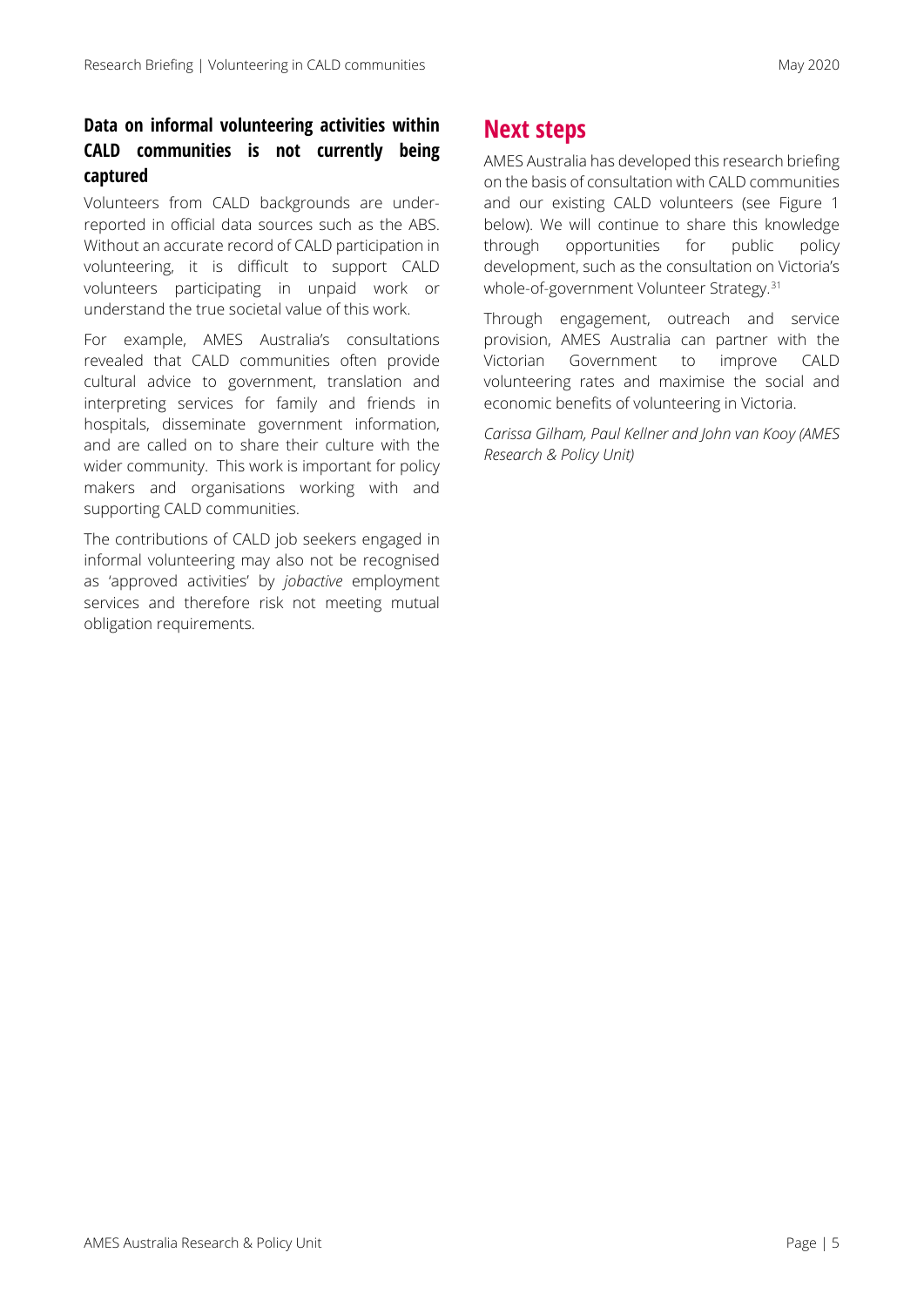### Data on informal volunteering activities within CALD communities is not currently being captured

Volunteers from CALD backgrounds are under-reported in official data sources such as the ABS. Without an accurate record of CALD participation in volunteering, it is difficult to support CALD volunteers participating in unpaid work or understand the true societal value of this work.

For example, AMES Australia's consultations revealed that CALD communities often provide cultural advice to government, translation and interpreting services for family and friends in hospitals, disseminate government information, and are called on to share their culture with the wider community. This work is important for policy makers and organisations working with and supporting CALD communities.

The contributions of CALD job seekers engaged in informal volunteering may also not be recognised as 'approved activities' by *jobactive* employment services and therefore risk not meeting mutual obligation requirements.

## Next steps

AMES Australia has developed this research briefing on the basis of consultation with CALD communities and our existing CALD volunteers (see Figure 1 below). We will continue to share this knowledge through opportunities for public policy development, such as the consultation on Victoria's whole-of-government Volunteer Strategy.[31]

Through engagement, outreach and service provision, AMES Australia can partner with the Victorian Government to improve CALD volunteering rates and maximise the social and economic benefits of volunteering in Victoria.

*Carissa Gilham, Paul Kellner and John van Kooy (AMES Research & Policy Unit)*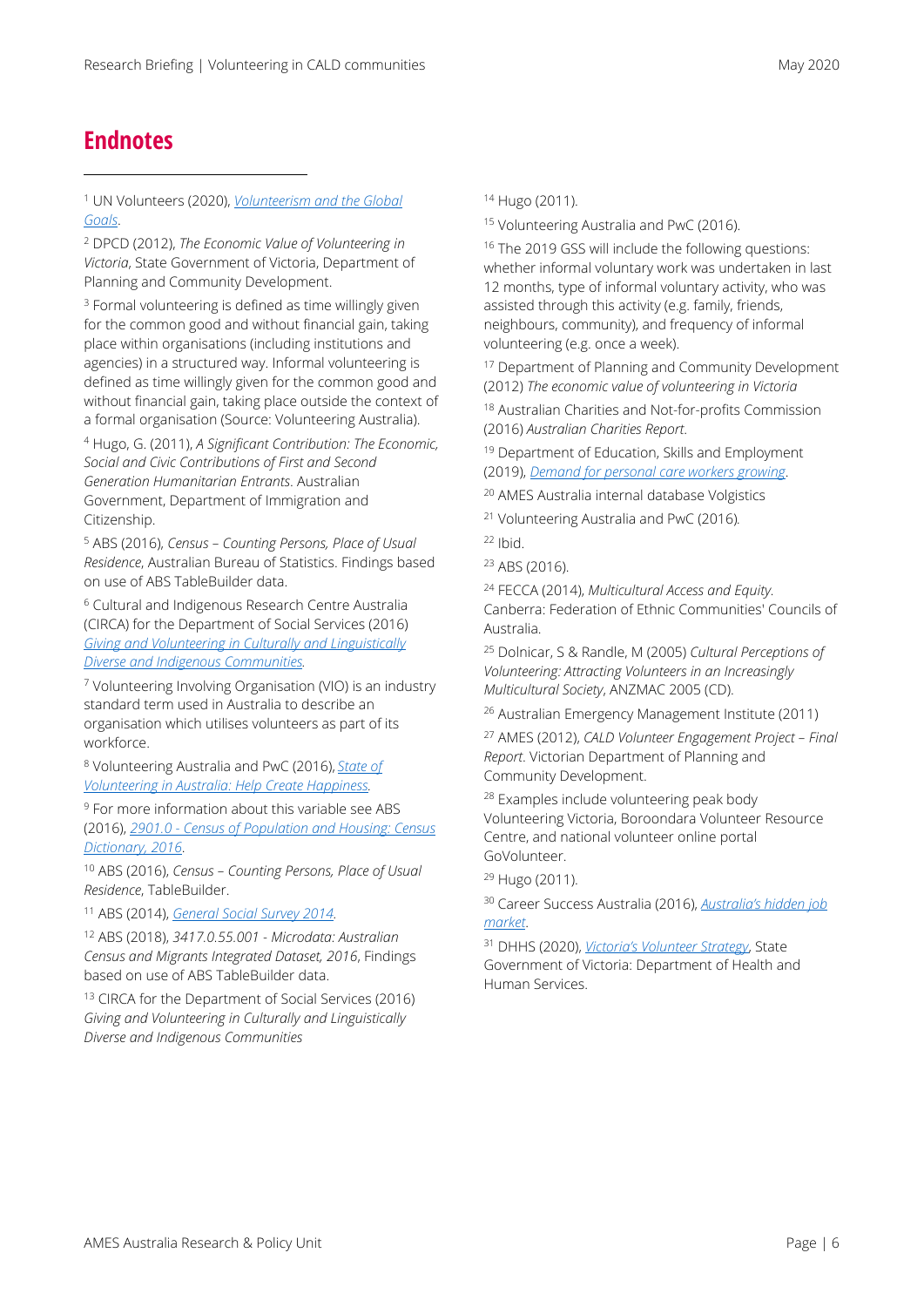## Endnotes

[1] UN Volunteers (2020), *Volunteerism and the Global Goals*.

[2] DPCD (2012), *The Economic Value of Volunteering in Victoria*, State Government of Victoria, Department of Planning and Community Development.

[3] Formal volunteering is defined as time willingly given for the common good and without financial gain, taking place within organisations (including institutions and agencies) in a structured way. Informal volunteering is defined as time willingly given for the common good and without financial gain, taking place outside the context of a formal organisation (Source: Volunteering Australia).

[4] Hugo, G. (2011), *A Significant Contribution: The Economic, Social and Civic Contributions of First and Second Generation Humanitarian Entrants*. Australian Government, Department of Immigration and Citizenship.

[5] ABS (2016), *Census – Counting Persons, Place of Usual Residence*, Australian Bureau of Statistics. Findings based on use of ABS TableBuilder data.

[6] Cultural and Indigenous Research Centre Australia (CIRCA) for the Department of Social Services (2016) *Giving and Volunteering in Culturally and Linguistically Diverse and Indigenous Communities*.

[7] Volunteering Involving Organisation (VIO) is an industry standard term used in Australia to describe an organisation which utilises volunteers as part of its workforce.

[8] Volunteering Australia and PwC (2016), *State of Volunteering in Australia: Help Create Happiness*.

[9] For more information about this variable see ABS (2016), *2901.0 - Census of Population and Housing: Census Dictionary, 2016*.

[10] ABS (2016), *Census – Counting Persons, Place of Usual Residence*, TableBuilder.

[11] ABS (2014), *General Social Survey 2014*.

[12] ABS (2018), *3417.0.55.001 - Microdata: Australian Census and Migrants Integrated Dataset, 2016*, Findings based on use of ABS TableBuilder data.

[13] CIRCA for the Department of Social Services (2016) *Giving and Volunteering in Culturally and Linguistically Diverse and Indigenous Communities*

[14] Hugo (2011).

[15] Volunteering Australia and PwC (2016).

[16] The 2019 GSS will include the following questions: whether informal voluntary work was undertaken in last 12 months, type of informal voluntary activity, who was assisted through this activity (e.g. family, friends, neighbours, community), and frequency of informal volunteering (e.g. once a week).

[17] Department of Planning and Community Development (2012) *The economic value of volunteering in Victoria*

[18] Australian Charities and Not-for-profits Commission (2016) *Australian Charities Report*.

[19] Department of Education, Skills and Employment (2019), *Demand for personal care workers growing*.

[20] AMES Australia internal database Volgistics

[21] Volunteering Australia and PwC (2016).

[22] Ibid.

[23] ABS (2016).

[24] FECCA (2014), *Multicultural Access and Equity*. Canberra: Federation of Ethnic Communities' Councils of Australia.

[25] Dolnicar, S & Randle, M (2005) *Cultural Perceptions of Volunteering: Attracting Volunteers in an Increasingly Multicultural Society*, ANZMAC 2005 (CD).

[26] Australian Emergency Management Institute (2011)

[27] AMES (2012), *CALD Volunteer Engagement Project – Final Report*. Victorian Department of Planning and Community Development.

[28] Examples include volunteering peak body Volunteering Victoria, Boroondara Volunteer Resource Centre, and national volunteer online portal GoVolunteer.

[29] Hugo (2011).

[30] Career Success Australia (2016), *Australia's hidden job market*.

[31] DHHS (2020), *Victoria's Volunteer Strategy*, State Government of Victoria: Department of Health and Human Services.